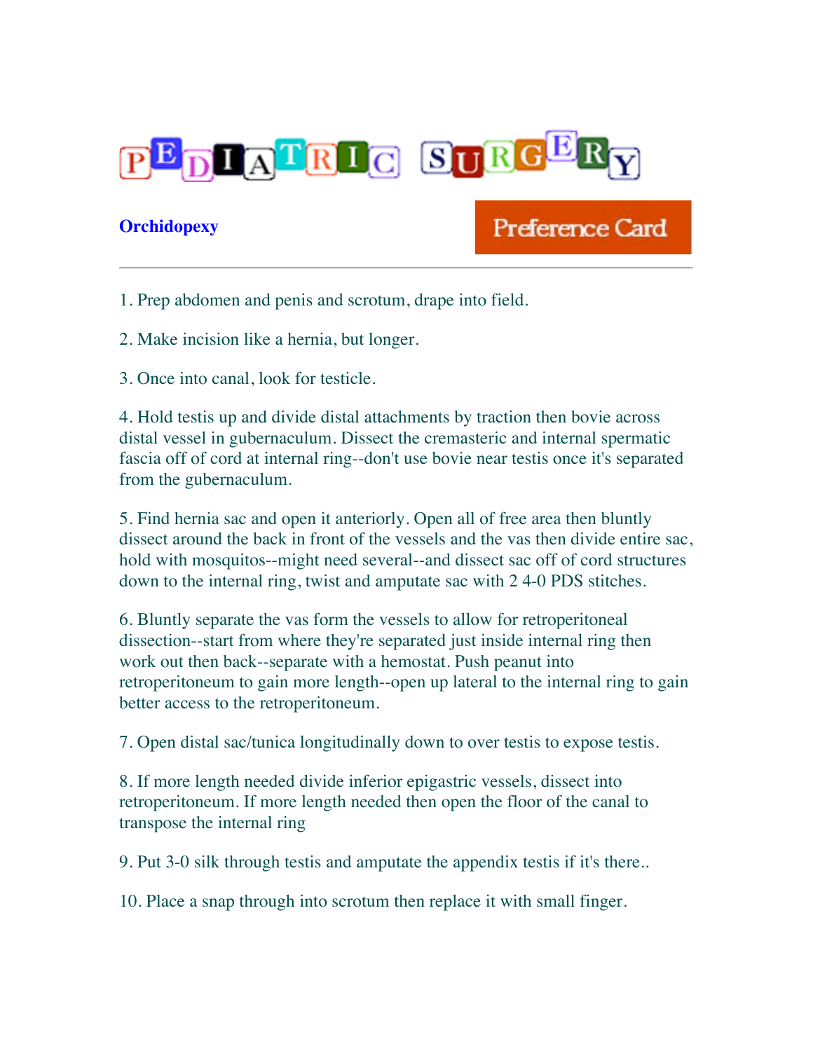# PEDIATRIC SURGERY

## Orchidopexy

Preference Card

---

1. Prep abdomen and penis and scrotum, drape into field.

2. Make incision like a hernia, but longer.

3. Once into canal, look for testicle.

4. Hold testis up and divide distal attachments by traction then bovie across distal vessel in gubernaculum. Dissect the cremasteric and internal spermatic fascia off of cord at internal ring--don't use bovie near testis once it's separated from the gubernaculum.

5. Find hernia sac and open it anteriorly. Open all of free area then bluntly dissect around the back in front of the vessels and the vas then divide entire sac, hold with mosquitos--might need several--and dissect sac off of cord structures down to the internal ring, twist and amputate sac with 2 4-0 PDS stitches.

6. Bluntly separate the vas form the vessels to allow for retroperitoneal dissection--start from where they're separated just inside internal ring then work out then back--separate with a hemostat. Push peanut into retroperitoneum to gain more length--open up lateral to the internal ring to gain better access to the retroperitoneum.

7. Open distal sac/tunica longitudinally down to over testis to expose testis.

8. If more length needed divide inferior epigastric vessels, dissect into retroperitoneum. If more length needed then open the floor of the canal to transpose the internal ring

9. Put 3-0 silk through testis and amputate the appendix testis if it's there..

10. Place a snap through into scrotum then replace it with small finger.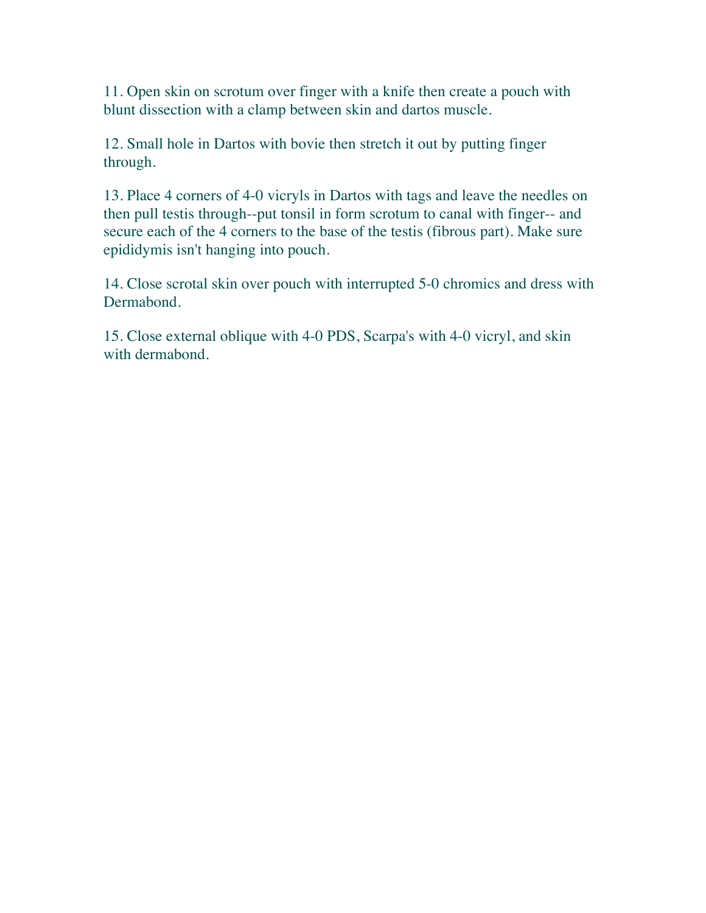11. Open skin on scrotum over finger with a knife then create a pouch with blunt dissection with a clamp between skin and dartos muscle.

12. Small hole in Dartos with bovie then stretch it out by putting finger through.

13. Place 4 corners of 4-0 vicryls in Dartos with tags and leave the needles on then pull testis through--put tonsil in form scrotum to canal with finger-- and secure each of the 4 corners to the base of the testis (fibrous part). Make sure epididymis isn't hanging into pouch.

14. Close scrotal skin over pouch with interrupted 5-0 chromics and dress with Dermabond.

15. Close external oblique with 4-0 PDS, Scarpa's with 4-0 vicryl, and skin with dermabond.